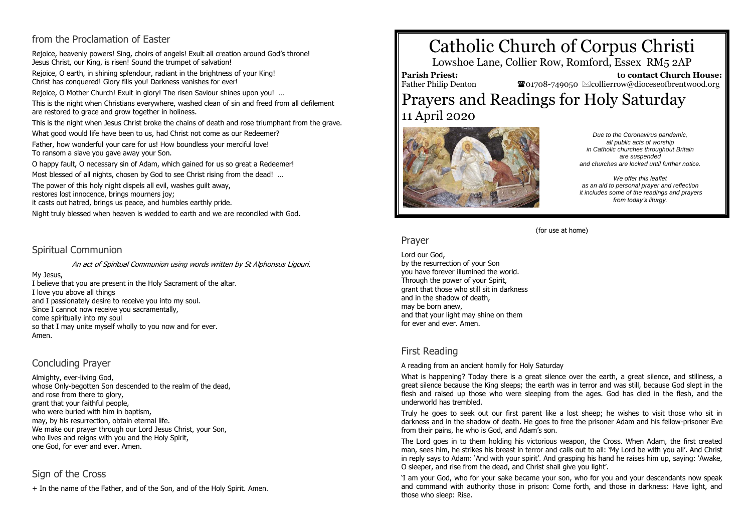## from the Proclamation of Easter

Rejoice, heavenly powers! Sing, choirs of angels! Exult all creation around God's throne! Jesus Christ, our King, is risen! Sound the trumpet of salvation!

Rejoice, O earth, in shining splendour, radiant in the brightness of your King! Christ has conquered! Glory fills you! Darkness vanishes for ever!

Rejoice, O Mother Church! Exult in glory! The risen Saviour shines upon you! …

This is the night when Christians everywhere, washed clean of sin and freed from all defilement are restored to grace and grow together in holiness.

This is the night when Jesus Christ broke the chains of death and rose triumphant from the grave.

What good would life have been to us, had Christ not come as our Redeemer?

Father, how wonderful your care for us! How boundless your merciful love!
To ransom a slave you gave away your Son.

O happy fault, O necessary sin of Adam, which gained for us so great a Redeemer!

Most blessed of all nights, chosen by God to see Christ rising from the dead! …

The power of this holy night dispels all evil, washes guilt away,
restores lost innocence, brings mourners joy;
it casts out hatred, brings us peace, and humbles earthly pride.

Night truly blessed when heaven is wedded to earth and we are reconciled with God.

## Spiritual Communion

*An act of Spiritual Communion using words written by St Alphonsus Ligouri.*

My Jesus,
I believe that you are present in the Holy Sacrament of the altar.
I love you above all things
and I passionately desire to receive you into my soul.
Since I cannot now receive you sacramentally,
come spiritually into my soul
so that I may unite myself wholly to you now and for ever.
Amen.

## Concluding Prayer

Almighty, ever-living God,
whose Only-begotten Son descended to the realm of the dead,
and rose from there to glory,
grant that your faithful people,
who were buried with him in baptism,
may, by his resurrection, obtain eternal life.
We make our prayer through our Lord Jesus Christ, your Son,
who lives and reigns with you and the Holy Spirit,
one God, for ever and ever. Amen.

## Sign of the Cross

+ In the name of the Father, and of the Son, and of the Holy Spirit. Amen.

# Catholic Church of Corpus Christi

Lowshoe Lane, Collier Row, Romford, Essex RM5 2AP

**Parish Priest:** Father Philip Denton

**to contact Church House:** ☎01708-749050 ✉collierrow@dioceseofbrentwood.org

# Prayers and Readings for Holy Saturday

## 11 April 2020

*Due to the Coronavirus pandemic, all public acts of worship in Catholic churches throughout Britain are suspended and churches are locked until further notice.*

*We offer this leaflet as an aid to personal prayer and reflection it includes some of the readings and prayers from today's liturgy.*

(for use at home)

## Prayer

Lord our God,
by the resurrection of your Son
you have forever illumined the world.
Through the power of your Spirit,
grant that those who still sit in darkness
and in the shadow of death,
may be born anew,
and that your light may shine on them
for ever and ever. Amen.

## First Reading

A reading from an ancient homily for Holy Saturday

What is happening? Today there is a great silence over the earth, a great silence, and stillness, a great silence because the King sleeps; the earth was in terror and was still, because God slept in the flesh and raised up those who were sleeping from the ages. God has died in the flesh, and the underworld has trembled.

Truly he goes to seek out our first parent like a lost sheep; he wishes to visit those who sit in darkness and in the shadow of death. He goes to free the prisoner Adam and his fellow-prisoner Eve from their pains, he who is God, and Adam's son.

The Lord goes in to them holding his victorious weapon, the Cross. When Adam, the first created man, sees him, he strikes his breast in terror and calls out to all: 'My Lord be with you all'. And Christ in reply says to Adam: 'And with your spirit'. And grasping his hand he raises him up, saying: 'Awake, O sleeper, and rise from the dead, and Christ shall give you light'.

'I am your God, who for your sake became your son, who for you and your descendants now speak and command with authority those in prison: Come forth, and those in darkness: Have light, and those who sleep: Rise.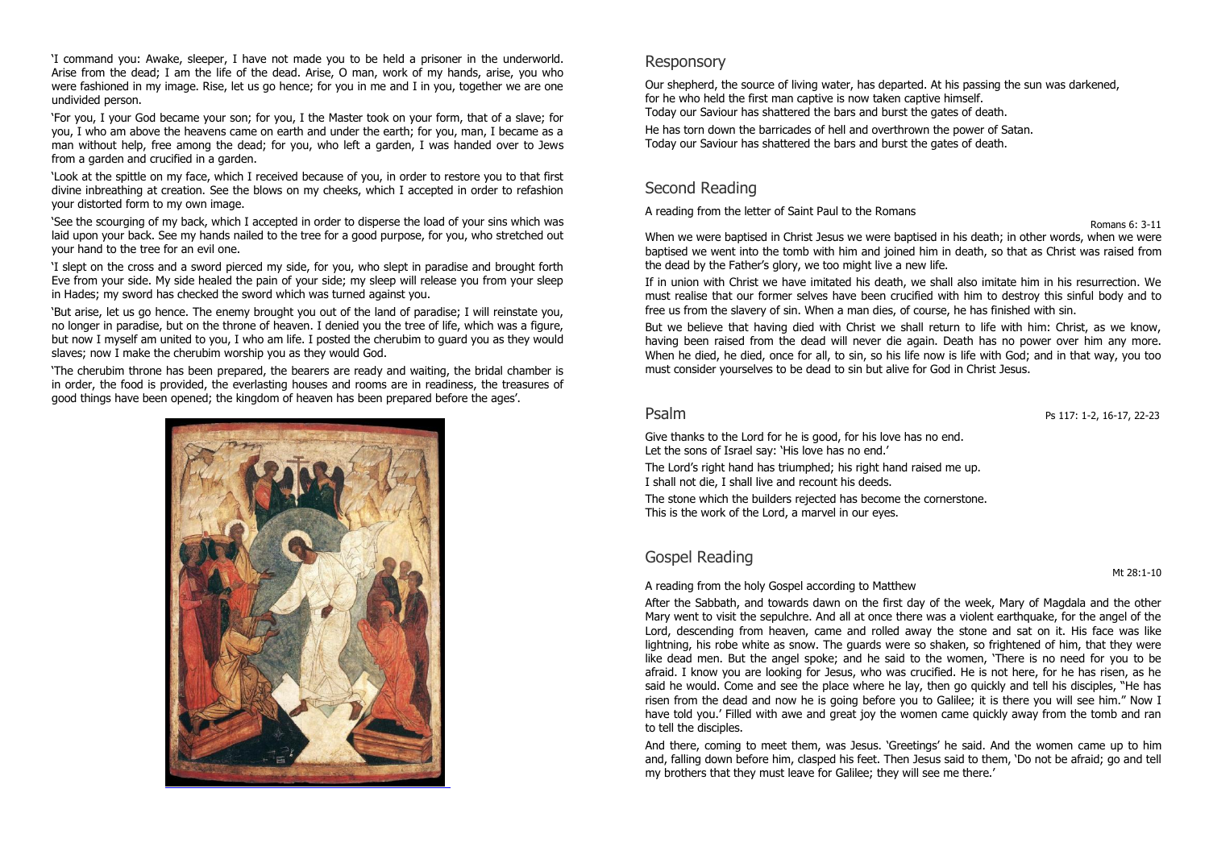'I command you: Awake, sleeper, I have not made you to be held a prisoner in the underworld. Arise from the dead; I am the life of the dead. Arise, O man, work of my hands, arise, you who were fashioned in my image. Rise, let us go hence; for you in me and I in you, together we are one undivided person.

'For you, I your God became your son; for you, I the Master took on your form, that of a slave; for you, I who am above the heavens came on earth and under the earth; for you, man, I became as a man without help, free among the dead; for you, who left a garden, I was handed over to Jews from a garden and crucified in a garden.

'Look at the spittle on my face, which I received because of you, in order to restore you to that first divine inbreathing at creation. See the blows on my cheeks, which I accepted in order to refashion your distorted form to my own image.

'See the scourging of my back, which I accepted in order to disperse the load of your sins which was laid upon your back. See my hands nailed to the tree for a good purpose, for you, who stretched out your hand to the tree for an evil one.

'I slept on the cross and a sword pierced my side, for you, who slept in paradise and brought forth Eve from your side. My side healed the pain of your side; my sleep will release you from your sleep in Hades; my sword has checked the sword which was turned against you.

'But arise, let us go hence. The enemy brought you out of the land of paradise; I will reinstate you, no longer in paradise, but on the throne of heaven. I denied you the tree of life, which was a figure, but now I myself am united to you, I who am life. I posted the cherubim to guard you as they would slaves; now I make the cherubim worship you as they would God.

'The cherubim throne has been prepared, the bearers are ready and waiting, the bridal chamber is in order, the food is provided, the everlasting houses and rooms are in readiness, the treasures of good things have been opened; the kingdom of heaven has been prepared before the ages'.

## Responsory

Our shepherd, the source of living water, has departed. At his passing the sun was darkened, for he who held the first man captive is now taken captive himself.
Today our Saviour has shattered the bars and burst the gates of death.

He has torn down the barricades of hell and overthrown the power of Satan.
Today our Saviour has shattered the bars and burst the gates of death.

## Second Reading

A reading from the letter of Saint Paul to the Romans

Romans 6: 3-11

When we were baptised in Christ Jesus we were baptised in his death; in other words, when we were baptised we went into the tomb with him and joined him in death, so that as Christ was raised from the dead by the Father's glory, we too might live a new life.

If in union with Christ we have imitated his death, we shall also imitate him in his resurrection. We must realise that our former selves have been crucified with him to destroy this sinful body and to free us from the slavery of sin. When a man dies, of course, he has finished with sin.

But we believe that having died with Christ we shall return to life with him: Christ, as we know, having been raised from the dead will never die again. Death has no power over him any more. When he died, he died, once for all, to sin, so his life now is life with God; and in that way, you too must consider yourselves to be dead to sin but alive for God in Christ Jesus.

## Psalm

Ps 117: 1-2, 16-17, 22-23

Give thanks to the Lord for he is good, for his love has no end.
Let the sons of Israel say: 'His love has no end.'

The Lord's right hand has triumphed; his right hand raised me up.
I shall not die, I shall live and recount his deeds.

The stone which the builders rejected has become the cornerstone.
This is the work of the Lord, a marvel in our eyes.

## Gospel Reading

Mt 28:1-10

A reading from the holy Gospel according to Matthew

After the Sabbath, and towards dawn on the first day of the week, Mary of Magdala and the other Mary went to visit the sepulchre. And all at once there was a violent earthquake, for the angel of the Lord, descending from heaven, came and rolled away the stone and sat on it. His face was like lightning, his robe white as snow. The guards were so shaken, so frightened of him, that they were like dead men. But the angel spoke; and he said to the women, 'There is no need for you to be afraid. I know you are looking for Jesus, who was crucified. He is not here, for he has risen, as he said he would. Come and see the place where he lay, then go quickly and tell his disciples, "He has risen from the dead and now he is going before you to Galilee; it is there you will see him." Now I have told you.' Filled with awe and great joy the women came quickly away from the tomb and ran to tell the disciples.

And there, coming to meet them, was Jesus. 'Greetings' he said. And the women came up to him and, falling down before him, clasped his feet. Then Jesus said to them, 'Do not be afraid; go and tell my brothers that they must leave for Galilee; they will see me there.'